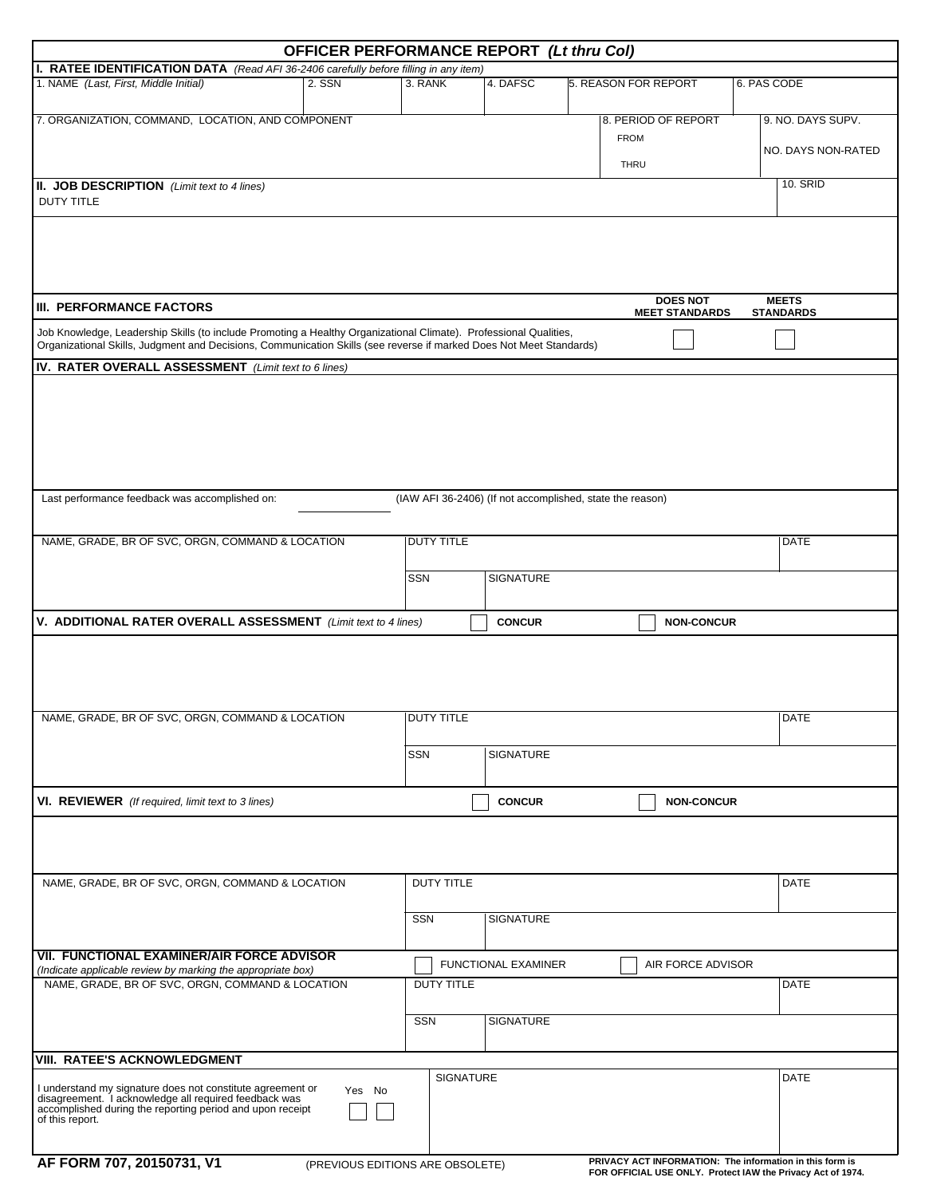# OFFICER PERFORMANCE REPORT *(Lt thru Col)*

## I. RATEE IDENTIFICATION DATA *(Read AFI 36-2406 carefully before filling in any item)*

| 1. NAME *(Last, First, Middle Initial)* | 2. SSN | 3. RANK | 4. DAFSC | 5. REASON FOR REPORT | 6. PAS CODE |
|---|---|---|---|---|---|
| | | | | | |

| 7. ORGANIZATION, COMMAND, LOCATION, AND COMPONENT | 8. PERIOD OF REPORT | 9. NO. DAYS SUPV. |
|---|---|---|
| | FROM | NO. DAYS NON-RATED |
| | THRU | |

## II. JOB DESCRIPTION *(Limit text to 4 lines)*

| DUTY TITLE | 10. SRID |
|---|---|
| | |

## III. PERFORMANCE FACTORS

| | DOES NOT MEET STANDARDS | MEETS STANDARDS |
|---|---|---|
| Job Knowledge, Leadership Skills (to include Promoting a Healthy Organizational Climate). Professional Qualities, Organizational Skills, Judgment and Decisions, Communication Skills (see reverse if marked Does Not Meet Standards) | ☐ | ☐ |

## IV. RATER OVERALL ASSESSMENT *(Limit text to 6 lines)*

Last performance feedback was accomplished on: ____________ (IAW AFI 36-2406) (If not accomplished, state the reason)

| NAME, GRADE, BR OF SVC, ORGN, COMMAND & LOCATION | DUTY TITLE | | DATE |
|---|---|---|---|
| | SSN | SIGNATURE | |

## V. ADDITIONAL RATER OVERALL ASSESSMENT *(Limit text to 4 lines)*

☐ **CONCUR** ☐ **NON-CONCUR**

| NAME, GRADE, BR OF SVC, ORGN, COMMAND & LOCATION | DUTY TITLE | | DATE |
|---|---|---|---|
| | SSN | SIGNATURE | |

## VI. REVIEWER *(If required, limit text to 3 lines)*

☐ **CONCUR** ☐ **NON-CONCUR**

| NAME, GRADE, BR OF SVC, ORGN, COMMAND & LOCATION | DUTY TITLE | | DATE |
|---|---|---|---|
| | SSN | SIGNATURE | |

## VII. FUNCTIONAL EXAMINER/AIR FORCE ADVISOR

*(Indicate applicable review by marking the appropriate box)*

☐ FUNCTIONAL EXAMINER ☐ AIR FORCE ADVISOR

| NAME, GRADE, BR OF SVC, ORGN, COMMAND & LOCATION | DUTY TITLE | | DATE |
|---|---|---|---|
| | SSN | SIGNATURE | |

## VIII. RATEE'S ACKNOWLEDGMENT

| I understand my signature does not constitute agreement or disagreement. I acknowledge all required feedback was accomplished during the reporting period and upon receipt of this report. | Yes ☐ No ☐ | SIGNATURE | DATE |
|---|---|---|---|

**AF FORM 707, 20150731, V1** (PREVIOUS EDITIONS ARE OBSOLETE) **PRIVACY ACT INFORMATION: The information in this form is FOR OFFICIAL USE ONLY. Protect IAW the Privacy Act of 1974.**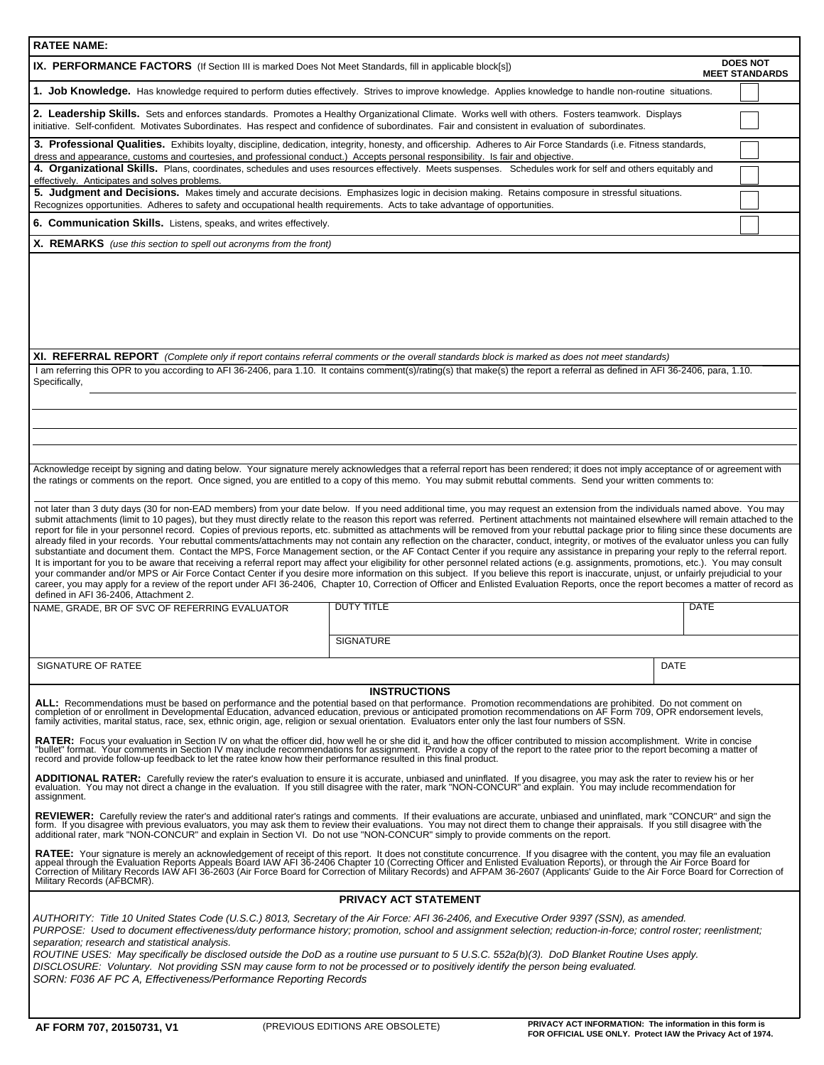**RATEE NAME:**

| **IX. PERFORMANCE FACTORS** (If Section III is marked Does Not Meet Standards, fill in applicable block[s]) | **DOES NOT MEET STANDARDS** |
|---|---|
| **1. Job Knowledge.** Has knowledge required to perform duties effectively. Strives to improve knowledge. Applies knowledge to handle non-routine situations. | |
| **2. Leadership Skills.** Sets and enforces standards. Promotes a Healthy Organizational Climate. Works well with others. Fosters teamwork. Displays initiative. Self-confident. Motivates Subordinates. Has respect and confidence of subordinates. Fair and consistent in evaluation of subordinates. | |
| **3. Professional Qualities.** Exhibits loyalty, discipline, dedication, integrity, honesty, and officership. Adheres to Air Force Standards (i.e. Fitness standards, dress and appearance, customs and courtesies, and professional conduct.) Accepts personal responsibility. Is fair and objective. | |
| **4. Organizational Skills.** Plans, coordinates, schedules and uses resources effectively. Meets suspenses. Schedules work for self and others equitably and effectively. Anticipates and solves problems. | |
| **5. Judgment and Decisions.** Makes timely and accurate decisions. Emphasizes logic in decision making. Retains composure in stressful situations. Recognizes opportunities. Adheres to safety and occupational health requirements. Acts to take advantage of opportunities. | |
| **6. Communication Skills.** Listens, speaks, and writes effectively. | |

**X. REMARKS** *(use this section to spell out acronyms from the front)*

**XI. REFERRAL REPORT** *(Complete only if report contains referral comments or the overall standards block is marked as does not meet standards)*

I am referring this OPR to you according to AFI 36-2406, para 1.10. It contains comment(s)/rating(s) that make(s) the report a referral as defined in AFI 36-2406, para, 1.10. Specifically,

Acknowledge receipt by signing and dating below. Your signature merely acknowledges that a referral report has been rendered; it does not imply acceptance of or agreement with the ratings or comments on the report. Once signed, you are entitled to a copy of this memo. You may submit rebuttal comments. Send your written comments to:

not later than 3 duty days (30 for non-EAD members) from your date below. If you need additional time, you may request an extension from the individuals named above. You may submit attachments (limit to 10 pages), but they must directly relate to the reason this report was referred. Pertinent attachments not maintained elsewhere will remain attached to the report for file in your personnel record. Copies of previous reports, etc. submitted as attachments will be removed from your rebuttal package prior to filing since these documents are already filed in your records. Your rebuttal comments/attachments may not contain any reflection on the character, conduct, integrity, or motives of the evaluator unless you can fully substantiate and document them. Contact the MPS, Force Management section, or the AF Contact Center if you require any assistance in preparing your reply to the referral report. It is important for you to be aware that receiving a referral report may affect your eligibility for other personnel related actions (e.g. assignments, promotions, etc.). You may consult your commander and/or MPS or Air Force Contact Center if you desire more information on this subject. If you believe this report is inaccurate, unjust, or unfairly prejudicial to your career, you may apply for a review of the report under AFI 36-2406, Chapter 10, Correction of Officer and Enlisted Evaluation Reports, once the report becomes a matter of record as defined in AFI 36-2406, Attachment 2.

| NAME, GRADE, BR OF SVC OF REFERRING EVALUATOR | DUTY TITLE | DATE |
|---|---|---|
| | SIGNATURE | |
| SIGNATURE OF RATEE | | DATE |

## INSTRUCTIONS

**ALL:** Recommendations must be based on performance and the potential based on that performance. Promotion recommendations are prohibited. Do not comment on completion of or enrollment in Developmental Education, advanced education, previous or anticipated promotion recommendations on AF Form 709, OPR endorsement levels, family activities, marital status, race, sex, ethnic origin, age, religion or sexual orientation. Evaluators enter only the last four numbers of SSN.

**RATER:** Focus your evaluation in Section IV on what the officer did, how well he or she did it, and how the officer contributed to mission accomplishment. Write in concise "bullet" format. Your comments in Section IV may include recommendations for assignment. Provide a copy of the report to the ratee prior to the report becoming a matter of record and provide follow-up feedback to let the ratee know how their performance resulted in this final product.

**ADDITIONAL RATER:** Carefully review the rater's evaluation to ensure it is accurate, unbiased and uninflated. If you disagree, you may ask the rater to review his or her evaluation. You may not direct a change in the evaluation. If you still disagree with the rater, mark "NON-CONCUR" and explain. You may include recommendation for assignment.

**REVIEWER:** Carefully review the rater's and additional rater's ratings and comments. If their evaluations are accurate, unbiased and uninflated, mark "CONCUR" and sign the form. If you disagree with previous evaluators, you may ask them to review their evaluations. You may not direct them to change their appraisals. If you still disagree with the additional rater, mark "NON-CONCUR" and explain in Section VI. Do not use "NON-CONCUR" simply to provide comments on the report.

**RATEE:** Your signature is merely an acknowledgement of receipt of this report. It does not constitute concurrence. If you disagree with the content, you may file an evaluation appeal through the Evaluation Reports Appeals Board IAW AFI 36-2406 Chapter 10 (Correcting Officer and Enlisted Evaluation Reports), or through the Air Force Board for Correction of Military Records IAW AFI 36-2603 (Air Force Board for Correction of Military Records) and AFPAM 36-2607 (Applicants' Guide to the Air Force Board for Correction of Military Records (AFBCMR).

## PRIVACY ACT STATEMENT

*AUTHORITY: Title 10 United States Code (U.S.C.) 8013, Secretary of the Air Force: AFI 36-2406, and Executive Order 9397 (SSN), as amended.*
*PURPOSE: Used to document effectiveness/duty performance history; promotion, school and assignment selection; reduction-in-force; control roster; reenlistment; separation; research and statistical analysis.*
*ROUTINE USES: May specifically be disclosed outside the DoD as a routine use pursuant to 5 U.S.C. 552a(b)(3). DoD Blanket Routine Uses apply.*
*DISCLOSURE: Voluntary. Not providing SSN may cause form to not be processed or to positively identify the person being evaluated.*
*SORN: F036 AF PC A, Effectiveness/Performance Reporting Records*

**AF FORM 707, 20150731, V1** (PREVIOUS EDITIONS ARE OBSOLETE) **PRIVACY ACT INFORMATION: The information in this form is FOR OFFICIAL USE ONLY. Protect IAW the Privacy Act of 1974.**